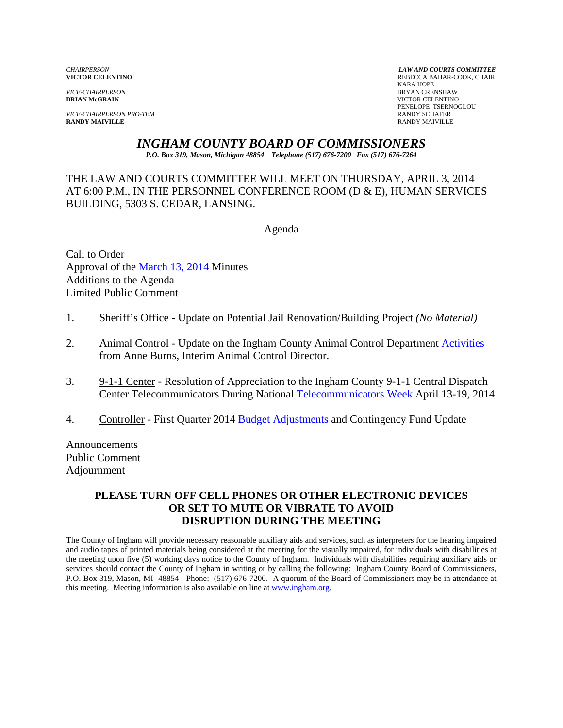*CHAIRPERSON*
**VICTOR CELENTINO**

*VICE-CHAIRPERSON*
**BRIAN McGRAIN**

*VICE-CHAIRPERSON PRO-TEM*
**RANDY MAIVILLE**

***LAW AND COURTS COMMITTEE***
REBECCA BAHAR-COOK, CHAIR
KARA HOPE
BRYAN CRENSHAW
VICTOR CELENTINO
PENELOPE TSERNOGLOU
RANDY SCHAFER
RANDY MAIVILLE

# *INGHAM COUNTY BOARD OF COMMISSIONERS*

***P.O. Box 319, Mason, Michigan 48854 Telephone (517) 676-7200 Fax (517) 676-7264***

THE LAW AND COURTS COMMITTEE WILL MEET ON THURSDAY, APRIL 3, 2014 AT 6:00 P.M., IN THE PERSONNEL CONFERENCE ROOM (D & E), HUMAN SERVICES BUILDING, 5303 S. CEDAR, LANSING.

Agenda

Call to Order
Approval of the March 13, 2014 Minutes
Additions to the Agenda
Limited Public Comment

1. Sheriff's Office - Update on Potential Jail Renovation/Building Project *(No Material)*

2. Animal Control - Update on the Ingham County Animal Control Department Activities from Anne Burns, Interim Animal Control Director.

3. 9-1-1 Center - Resolution of Appreciation to the Ingham County 9-1-1 Central Dispatch Center Telecommunicators During National Telecommunicators Week April 13-19, 2014

4. Controller - First Quarter 2014 Budget Adjustments and Contingency Fund Update

Announcements
Public Comment
Adjournment

**PLEASE TURN OFF CELL PHONES OR OTHER ELECTRONIC DEVICES OR SET TO MUTE OR VIBRATE TO AVOID DISRUPTION DURING THE MEETING**

The County of Ingham will provide necessary reasonable auxiliary aids and services, such as interpreters for the hearing impaired and audio tapes of printed materials being considered at the meeting for the visually impaired, for individuals with disabilities at the meeting upon five (5) working days notice to the County of Ingham. Individuals with disabilities requiring auxiliary aids or services should contact the County of Ingham in writing or by calling the following: Ingham County Board of Commissioners, P.O. Box 319, Mason, MI 48854 Phone: (517) 676-7200. A quorum of the Board of Commissioners may be in attendance at this meeting. Meeting information is also available on line at www.ingham.org.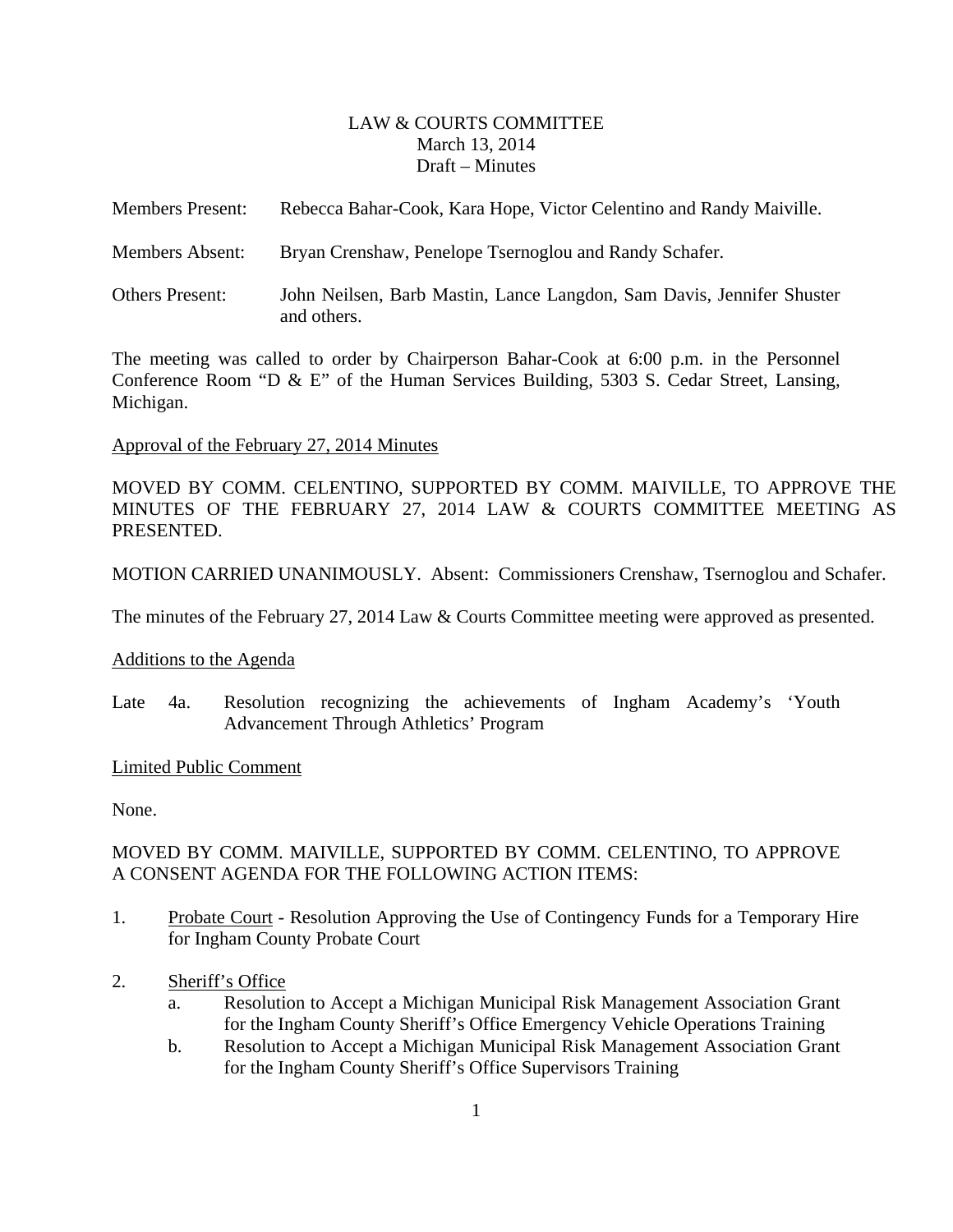# LAW & COURTS COMMITTEE
March 13, 2014
Draft – Minutes

Members Present: Rebecca Bahar-Cook, Kara Hope, Victor Celentino and Randy Maiville.

Members Absent: Bryan Crenshaw, Penelope Tsernoglou and Randy Schafer.

Others Present: John Neilsen, Barb Mastin, Lance Langdon, Sam Davis, Jennifer Shuster and others.

The meeting was called to order by Chairperson Bahar-Cook at 6:00 p.m. in the Personnel Conference Room "D & E" of the Human Services Building, 5303 S. Cedar Street, Lansing, Michigan.

Approval of the February 27, 2014 Minutes

MOVED BY COMM. CELENTINO, SUPPORTED BY COMM. MAIVILLE, TO APPROVE THE MINUTES OF THE FEBRUARY 27, 2014 LAW & COURTS COMMITTEE MEETING AS PRESENTED.

MOTION CARRIED UNANIMOUSLY. Absent: Commissioners Crenshaw, Tsernoglou and Schafer.

The minutes of the February 27, 2014 Law & Courts Committee meeting were approved as presented.

Additions to the Agenda

Late 4a. Resolution recognizing the achievements of Ingham Academy's 'Youth Advancement Through Athletics' Program

Limited Public Comment

None.

MOVED BY COMM. MAIVILLE, SUPPORTED BY COMM. CELENTINO, TO APPROVE A CONSENT AGENDA FOR THE FOLLOWING ACTION ITEMS:

1. Probate Court - Resolution Approving the Use of Contingency Funds for a Temporary Hire for Ingham County Probate Court

2. Sheriff's Office
   a. Resolution to Accept a Michigan Municipal Risk Management Association Grant for the Ingham County Sheriff's Office Emergency Vehicle Operations Training
   b. Resolution to Accept a Michigan Municipal Risk Management Association Grant for the Ingham County Sheriff's Office Supervisors Training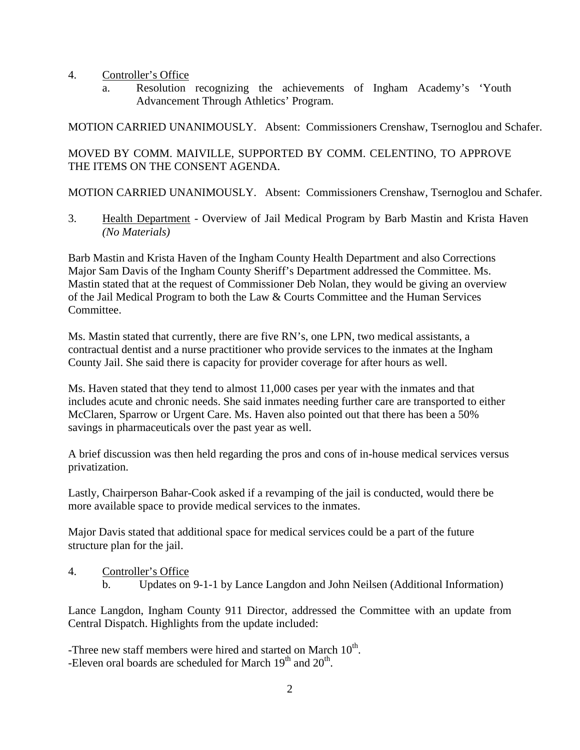4. Controller's Office
   a. Resolution recognizing the achievements of Ingham Academy's 'Youth Advancement Through Athletics' Program.

MOTION CARRIED UNANIMOUSLY. Absent: Commissioners Crenshaw, Tsernoglou and Schafer.

MOVED BY COMM. MAIVILLE, SUPPORTED BY COMM. CELENTINO, TO APPROVE THE ITEMS ON THE CONSENT AGENDA.

MOTION CARRIED UNANIMOUSLY. Absent: Commissioners Crenshaw, Tsernoglou and Schafer.

3. Health Department - Overview of Jail Medical Program by Barb Mastin and Krista Haven *(No Materials)*

Barb Mastin and Krista Haven of the Ingham County Health Department and also Corrections Major Sam Davis of the Ingham County Sheriff's Department addressed the Committee. Ms. Mastin stated that at the request of Commissioner Deb Nolan, they would be giving an overview of the Jail Medical Program to both the Law & Courts Committee and the Human Services Committee.

Ms. Mastin stated that currently, there are five RN's, one LPN, two medical assistants, a contractual dentist and a nurse practitioner who provide services to the inmates at the Ingham County Jail. She said there is capacity for provider coverage for after hours as well.

Ms. Haven stated that they tend to almost 11,000 cases per year with the inmates and that includes acute and chronic needs. She said inmates needing further care are transported to either McClaren, Sparrow or Urgent Care. Ms. Haven also pointed out that there has been a 50% savings in pharmaceuticals over the past year as well.

A brief discussion was then held regarding the pros and cons of in-house medical services versus privatization.

Lastly, Chairperson Bahar-Cook asked if a revamping of the jail is conducted, would there be more available space to provide medical services to the inmates.

Major Davis stated that additional space for medical services could be a part of the future structure plan for the jail.

4. Controller's Office
   b. Updates on 9-1-1 by Lance Langdon and John Neilsen (Additional Information)

Lance Langdon, Ingham County 911 Director, addressed the Committee with an update from Central Dispatch. Highlights from the update included:

-Three new staff members were hired and started on March 10th.
-Eleven oral boards are scheduled for March 19th and 20th.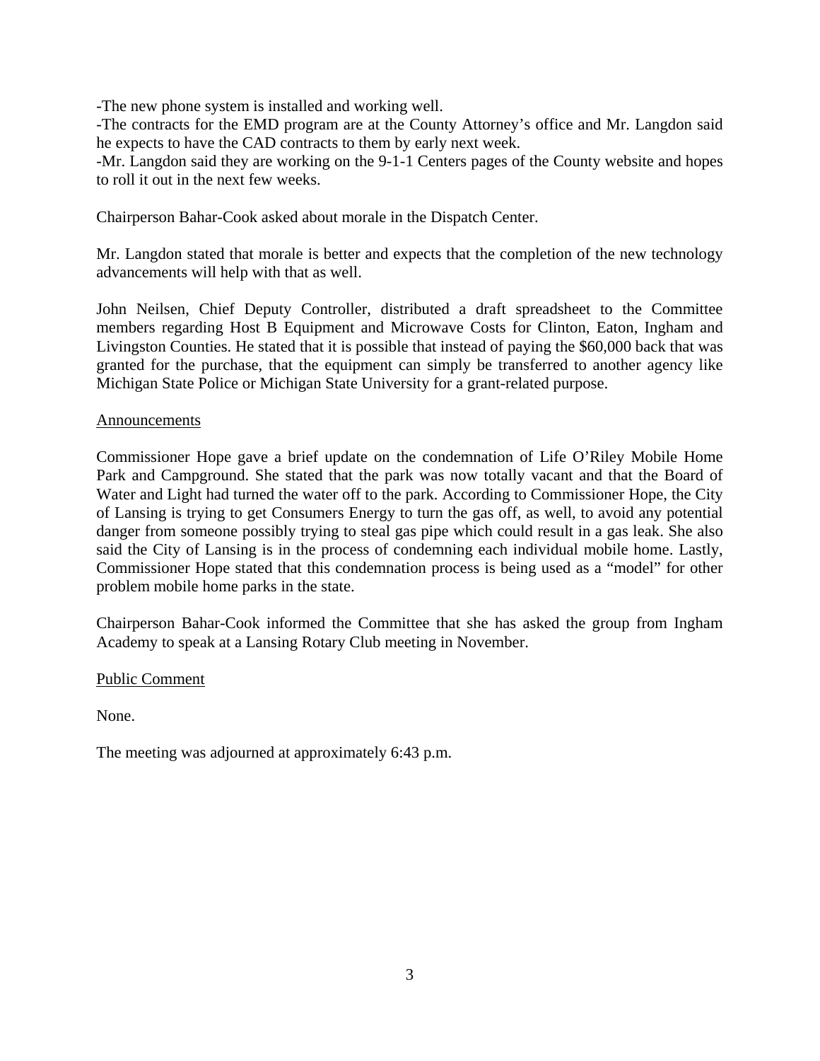-The new phone system is installed and working well.
-The contracts for the EMD program are at the County Attorney's office and Mr. Langdon said he expects to have the CAD contracts to them by early next week.
-Mr. Langdon said they are working on the 9-1-1 Centers pages of the County website and hopes to roll it out in the next few weeks.

Chairperson Bahar-Cook asked about morale in the Dispatch Center.

Mr. Langdon stated that morale is better and expects that the completion of the new technology advancements will help with that as well.

John Neilsen, Chief Deputy Controller, distributed a draft spreadsheet to the Committee members regarding Host B Equipment and Microwave Costs for Clinton, Eaton, Ingham and Livingston Counties. He stated that it is possible that instead of paying the $60,000 back that was granted for the purchase, that the equipment can simply be transferred to another agency like Michigan State Police or Michigan State University for a grant-related purpose.

Announcements

Commissioner Hope gave a brief update on the condemnation of Life O'Riley Mobile Home Park and Campground. She stated that the park was now totally vacant and that the Board of Water and Light had turned the water off to the park. According to Commissioner Hope, the City of Lansing is trying to get Consumers Energy to turn the gas off, as well, to avoid any potential danger from someone possibly trying to steal gas pipe which could result in a gas leak. She also said the City of Lansing is in the process of condemning each individual mobile home. Lastly, Commissioner Hope stated that this condemnation process is being used as a "model" for other problem mobile home parks in the state.

Chairperson Bahar-Cook informed the Committee that she has asked the group from Ingham Academy to speak at a Lansing Rotary Club meeting in November.

Public Comment

None.

The meeting was adjourned at approximately 6:43 p.m.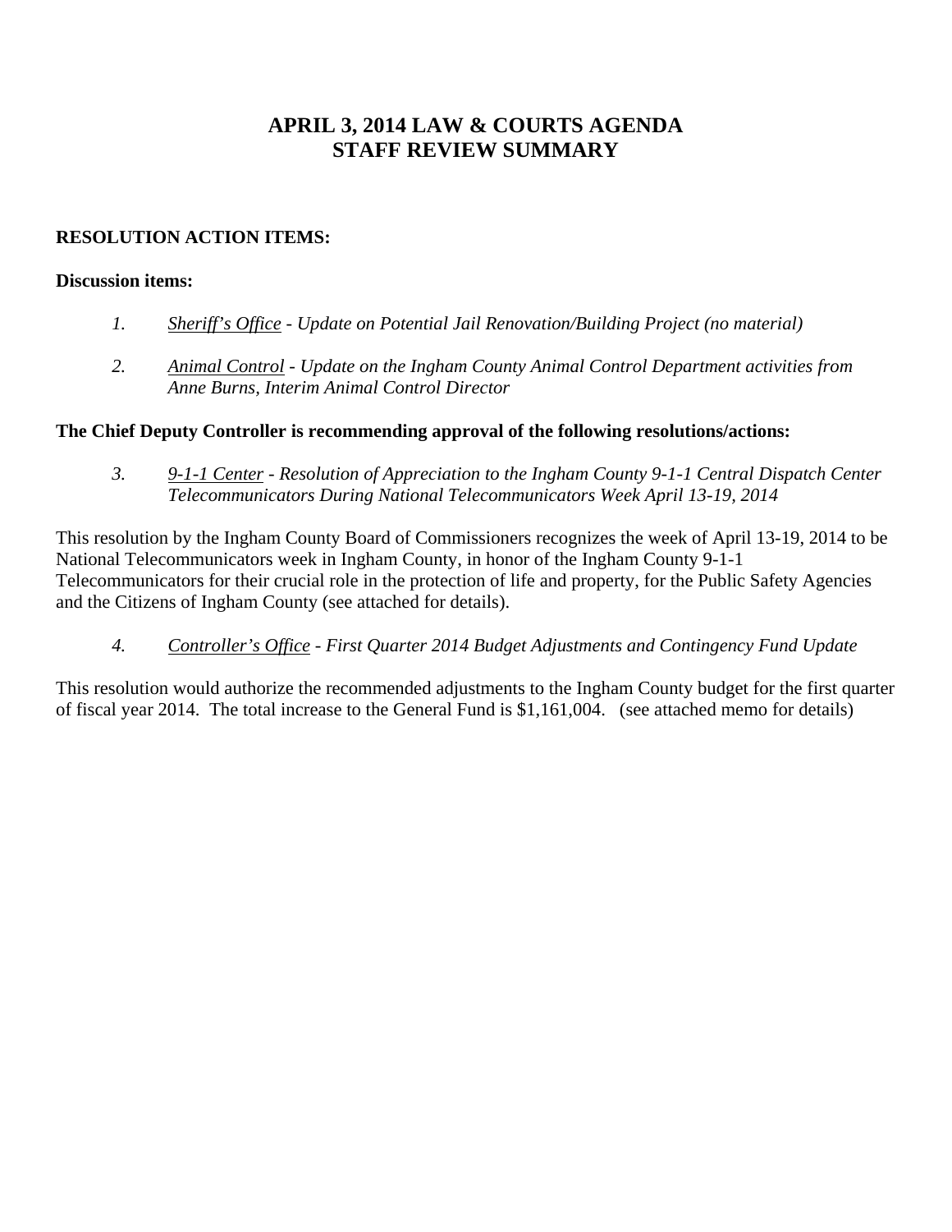# APRIL 3, 2014 LAW & COURTS AGENDA
# STAFF REVIEW SUMMARY

**RESOLUTION ACTION ITEMS:**

**Discussion items:**

1. *Sheriff's Office - Update on Potential Jail Renovation/Building Project (no material)*

2. *Animal Control - Update on the Ingham County Animal Control Department activities from Anne Burns, Interim Animal Control Director*

**The Chief Deputy Controller is recommending approval of the following resolutions/actions:**

3. *9-1-1 Center - Resolution of Appreciation to the Ingham County 9-1-1 Central Dispatch Center Telecommunicators During National Telecommunicators Week April 13-19, 2014*

This resolution by the Ingham County Board of Commissioners recognizes the week of April 13-19, 2014 to be National Telecommunicators week in Ingham County, in honor of the Ingham County 9-1-1 Telecommunicators for their crucial role in the protection of life and property, for the Public Safety Agencies and the Citizens of Ingham County (see attached for details).

4. *Controller's Office - First Quarter 2014 Budget Adjustments and Contingency Fund Update*

This resolution would authorize the recommended adjustments to the Ingham County budget for the first quarter of fiscal year 2014. The total increase to the General Fund is $1,161,004. (see attached memo for details)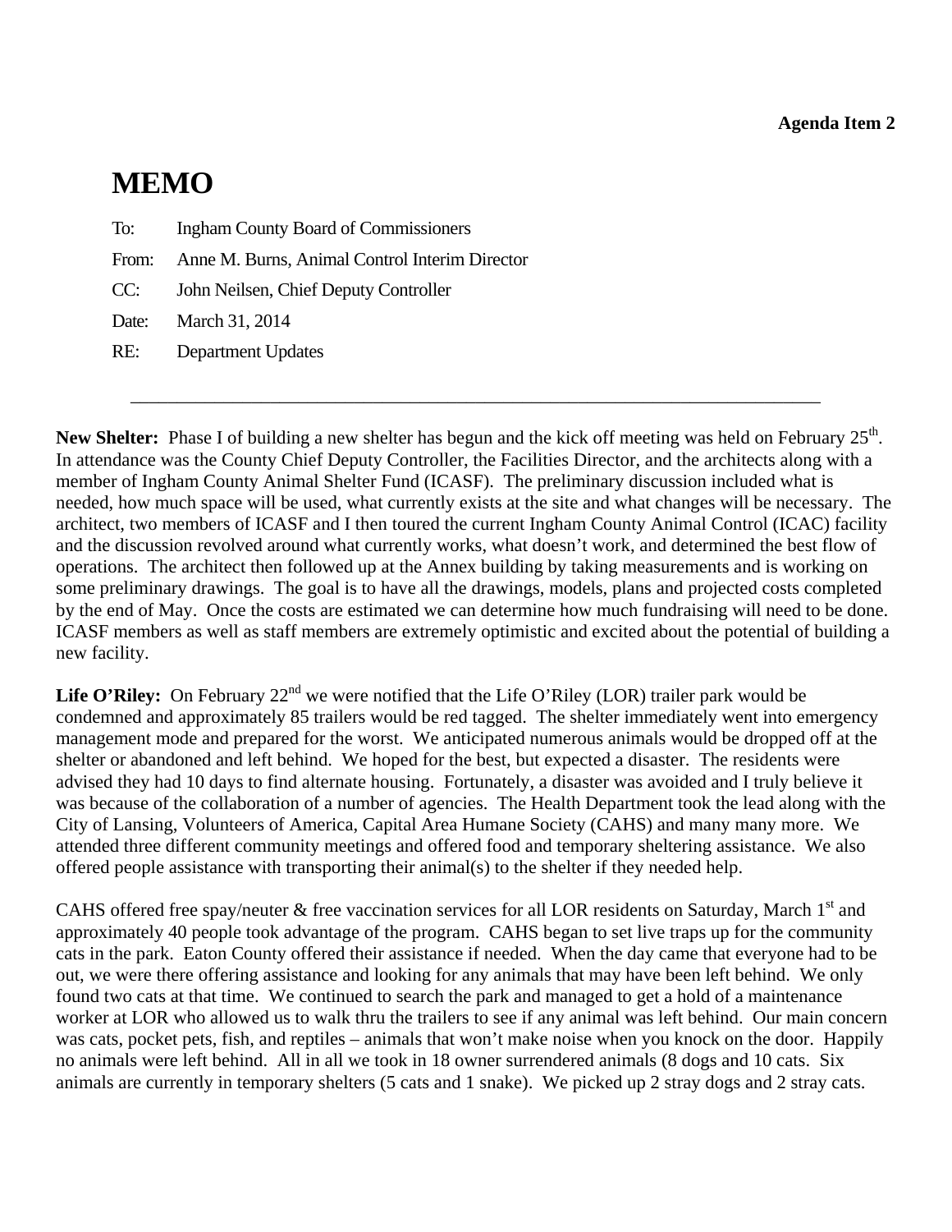**Agenda Item 2**

# MEMO

To: Ingham County Board of Commissioners

From: Anne M. Burns, Animal Control Interim Director

CC: John Neilsen, Chief Deputy Controller

Date: March 31, 2014

RE: Department Updates

---

**New Shelter:** Phase I of building a new shelter has begun and the kick off meeting was held on February 25th. In attendance was the County Chief Deputy Controller, the Facilities Director, and the architects along with a member of Ingham County Animal Shelter Fund (ICASF). The preliminary discussion included what is needed, how much space will be used, what currently exists at the site and what changes will be necessary. The architect, two members of ICASF and I then toured the current Ingham County Animal Control (ICAC) facility and the discussion revolved around what currently works, what doesn't work, and determined the best flow of operations. The architect then followed up at the Annex building by taking measurements and is working on some preliminary drawings. The goal is to have all the drawings, models, plans and projected costs completed by the end of May. Once the costs are estimated we can determine how much fundraising will need to be done. ICASF members as well as staff members are extremely optimistic and excited about the potential of building a new facility.

**Life O'Riley:** On February 22nd we were notified that the Life O'Riley (LOR) trailer park would be condemned and approximately 85 trailers would be red tagged. The shelter immediately went into emergency management mode and prepared for the worst. We anticipated numerous animals would be dropped off at the shelter or abandoned and left behind. We hoped for the best, but expected a disaster. The residents were advised they had 10 days to find alternate housing. Fortunately, a disaster was avoided and I truly believe it was because of the collaboration of a number of agencies. The Health Department took the lead along with the City of Lansing, Volunteers of America, Capital Area Humane Society (CAHS) and many many more. We attended three different community meetings and offered food and temporary sheltering assistance. We also offered people assistance with transporting their animal(s) to the shelter if they needed help.

CAHS offered free spay/neuter & free vaccination services for all LOR residents on Saturday, March 1st and approximately 40 people took advantage of the program. CAHS began to set live traps up for the community cats in the park. Eaton County offered their assistance if needed. When the day came that everyone had to be out, we were there offering assistance and looking for any animals that may have been left behind. We only found two cats at that time. We continued to search the park and managed to get a hold of a maintenance worker at LOR who allowed us to walk thru the trailers to see if any animal was left behind. Our main concern was cats, pocket pets, fish, and reptiles – animals that won't make noise when you knock on the door. Happily no animals were left behind. All in all we took in 18 owner surrendered animals (8 dogs and 10 cats. Six animals are currently in temporary shelters (5 cats and 1 snake). We picked up 2 stray dogs and 2 stray cats.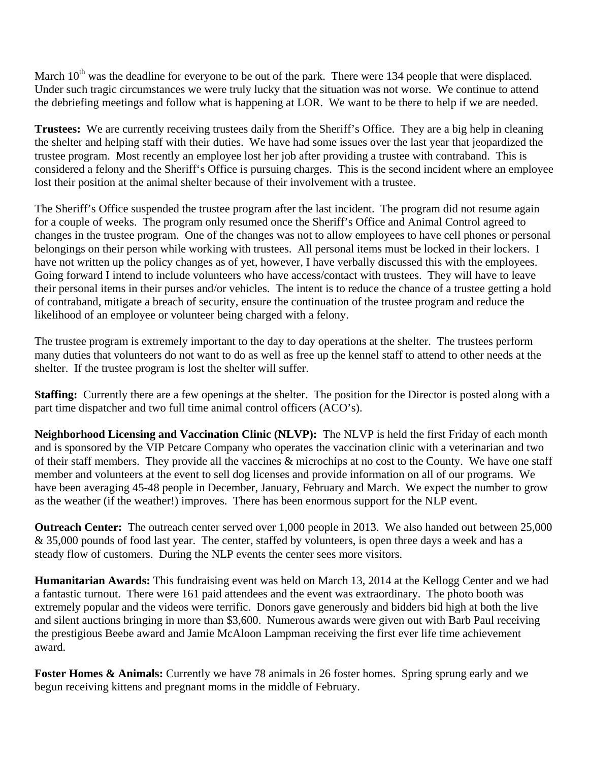March 10th was the deadline for everyone to be out of the park. There were 134 people that were displaced. Under such tragic circumstances we were truly lucky that the situation was not worse. We continue to attend the debriefing meetings and follow what is happening at LOR. We want to be there to help if we are needed.

**Trustees:** We are currently receiving trustees daily from the Sheriff's Office. They are a big help in cleaning the shelter and helping staff with their duties. We have had some issues over the last year that jeopardized the trustee program. Most recently an employee lost her job after providing a trustee with contraband. This is considered a felony and the Sheriff's Office is pursuing charges. This is the second incident where an employee lost their position at the animal shelter because of their involvement with a trustee.

The Sheriff's Office suspended the trustee program after the last incident. The program did not resume again for a couple of weeks. The program only resumed once the Sheriff's Office and Animal Control agreed to changes in the trustee program. One of the changes was not to allow employees to have cell phones or personal belongings on their person while working with trustees. All personal items must be locked in their lockers. I have not written up the policy changes as of yet, however, I have verbally discussed this with the employees. Going forward I intend to include volunteers who have access/contact with trustees. They will have to leave their personal items in their purses and/or vehicles. The intent is to reduce the chance of a trustee getting a hold of contraband, mitigate a breach of security, ensure the continuation of the trustee program and reduce the likelihood of an employee or volunteer being charged with a felony.

The trustee program is extremely important to the day to day operations at the shelter. The trustees perform many duties that volunteers do not want to do as well as free up the kennel staff to attend to other needs at the shelter. If the trustee program is lost the shelter will suffer.

**Staffing:** Currently there are a few openings at the shelter. The position for the Director is posted along with a part time dispatcher and two full time animal control officers (ACO's).

**Neighborhood Licensing and Vaccination Clinic (NLVP):** The NLVP is held the first Friday of each month and is sponsored by the VIP Petcare Company who operates the vaccination clinic with a veterinarian and two of their staff members. They provide all the vaccines & microchips at no cost to the County. We have one staff member and volunteers at the event to sell dog licenses and provide information on all of our programs. We have been averaging 45-48 people in December, January, February and March. We expect the number to grow as the weather (if the weather!) improves. There has been enormous support for the NLP event.

**Outreach Center:** The outreach center served over 1,000 people in 2013. We also handed out between 25,000 & 35,000 pounds of food last year. The center, staffed by volunteers, is open three days a week and has a steady flow of customers. During the NLP events the center sees more visitors.

**Humanitarian Awards:** This fundraising event was held on March 13, 2014 at the Kellogg Center and we had a fantastic turnout. There were 161 paid attendees and the event was extraordinary. The photo booth was extremely popular and the videos were terrific. Donors gave generously and bidders bid high at both the live and silent auctions bringing in more than $3,600. Numerous awards were given out with Barb Paul receiving the prestigious Beebe award and Jamie McAloon Lampman receiving the first ever life time achievement award.

**Foster Homes & Animals:** Currently we have 78 animals in 26 foster homes. Spring sprung early and we begun receiving kittens and pregnant moms in the middle of February.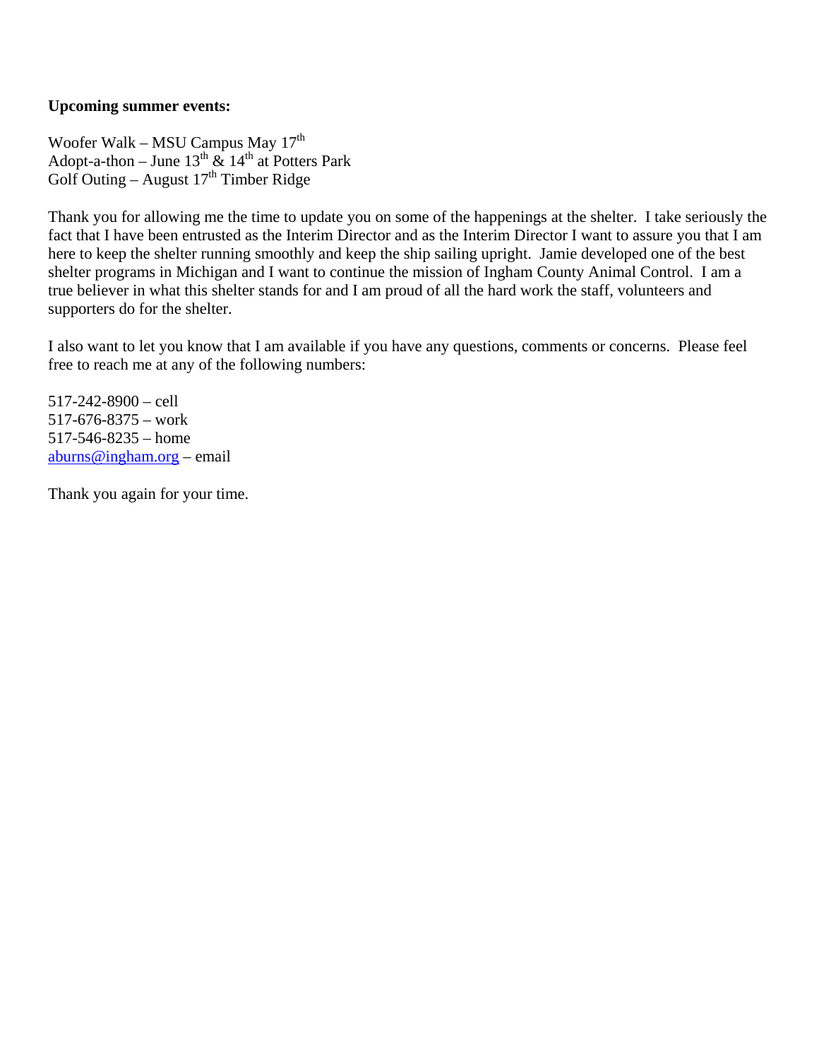**Upcoming summer events:**

Woofer Walk – MSU Campus May 17th
Adopt-a-thon – June 13th & 14th at Potters Park
Golf Outing – August 17th Timber Ridge

Thank you for allowing me the time to update you on some of the happenings at the shelter. I take seriously the fact that I have been entrusted as the Interim Director and as the Interim Director I want to assure you that I am here to keep the shelter running smoothly and keep the ship sailing upright. Jamie developed one of the best shelter programs in Michigan and I want to continue the mission of Ingham County Animal Control. I am a true believer in what this shelter stands for and I am proud of all the hard work the staff, volunteers and supporters do for the shelter.

I also want to let you know that I am available if you have any questions, comments or concerns. Please feel free to reach me at any of the following numbers:

517-242-8900 – cell
517-676-8375 – work
517-546-8235 – home
aburns@ingham.org – email

Thank you again for your time.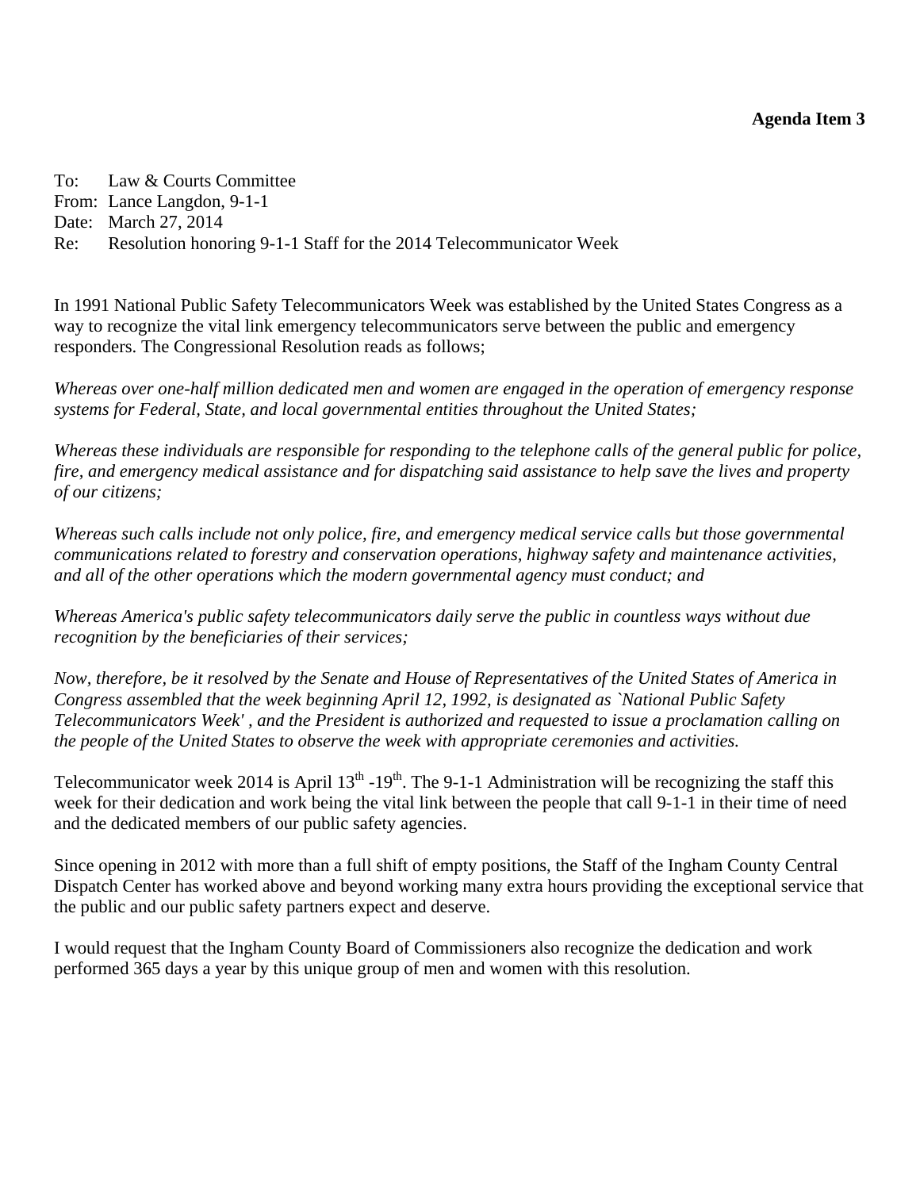**Agenda Item 3**

To: Law & Courts Committee
From: Lance Langdon, 9-1-1
Date: March 27, 2014
Re: Resolution honoring 9-1-1 Staff for the 2014 Telecommunicator Week

In 1991 National Public Safety Telecommunicators Week was established by the United States Congress as a way to recognize the vital link emergency telecommunicators serve between the public and emergency responders. The Congressional Resolution reads as follows;

*Whereas over one-half million dedicated men and women are engaged in the operation of emergency response systems for Federal, State, and local governmental entities throughout the United States;*

*Whereas these individuals are responsible for responding to the telephone calls of the general public for police, fire, and emergency medical assistance and for dispatching said assistance to help save the lives and property of our citizens;*

*Whereas such calls include not only police, fire, and emergency medical service calls but those governmental communications related to forestry and conservation operations, highway safety and maintenance activities, and all of the other operations which the modern governmental agency must conduct; and*

*Whereas America's public safety telecommunicators daily serve the public in countless ways without due recognition by the beneficiaries of their services;*

*Now, therefore, be it resolved by the Senate and House of Representatives of the United States of America in Congress assembled that the week beginning April 12, 1992, is designated as `National Public Safety Telecommunicators Week' , and the President is authorized and requested to issue a proclamation calling on the people of the United States to observe the week with appropriate ceremonies and activities.*

Telecommunicator week 2014 is April 13th -19th. The 9-1-1 Administration will be recognizing the staff this week for their dedication and work being the vital link between the people that call 9-1-1 in their time of need and the dedicated members of our public safety agencies.

Since opening in 2012 with more than a full shift of empty positions, the Staff of the Ingham County Central Dispatch Center has worked above and beyond working many extra hours providing the exceptional service that the public and our public safety partners expect and deserve.

I would request that the Ingham County Board of Commissioners also recognize the dedication and work performed 365 days a year by this unique group of men and women with this resolution.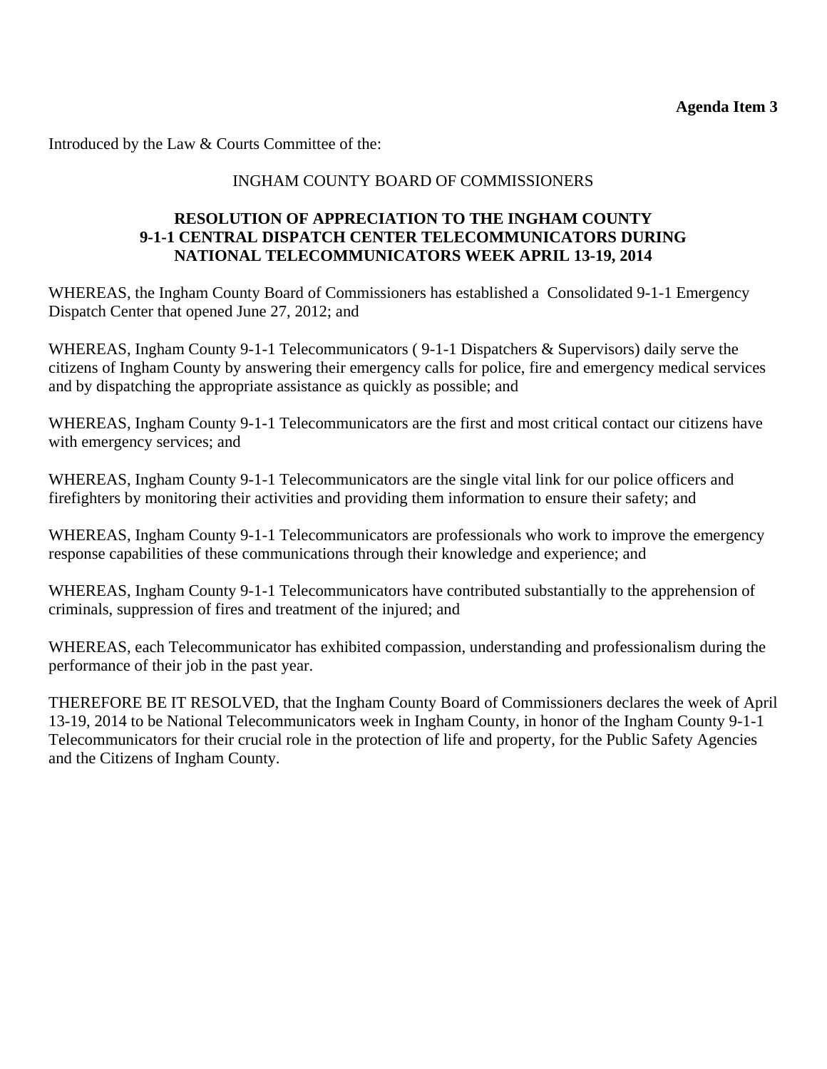**Agenda Item 3**

Introduced by the Law & Courts Committee of the:

INGHAM COUNTY BOARD OF COMMISSIONERS

**RESOLUTION OF APPRECIATION TO THE INGHAM COUNTY 9-1-1 CENTRAL DISPATCH CENTER TELECOMMUNICATORS DURING NATIONAL TELECOMMUNICATORS WEEK APRIL 13-19, 2014**

WHEREAS, the Ingham County Board of Commissioners has established a Consolidated 9-1-1 Emergency Dispatch Center that opened June 27, 2012; and

WHEREAS, Ingham County 9-1-1 Telecommunicators ( 9-1-1 Dispatchers & Supervisors) daily serve the citizens of Ingham County by answering their emergency calls for police, fire and emergency medical services and by dispatching the appropriate assistance as quickly as possible; and

WHEREAS, Ingham County 9-1-1 Telecommunicators are the first and most critical contact our citizens have with emergency services; and

WHEREAS, Ingham County 9-1-1 Telecommunicators are the single vital link for our police officers and firefighters by monitoring their activities and providing them information to ensure their safety; and

WHEREAS, Ingham County 9-1-1 Telecommunicators are professionals who work to improve the emergency response capabilities of these communications through their knowledge and experience; and

WHEREAS, Ingham County 9-1-1 Telecommunicators have contributed substantially to the apprehension of criminals, suppression of fires and treatment of the injured; and

WHEREAS, each Telecommunicator has exhibited compassion, understanding and professionalism during the performance of their job in the past year.

THEREFORE BE IT RESOLVED, that the Ingham County Board of Commissioners declares the week of April 13-19, 2014 to be National Telecommunicators week in Ingham County, in honor of the Ingham County 9-1-1 Telecommunicators for their crucial role in the protection of life and property, for the Public Safety Agencies and the Citizens of Ingham County.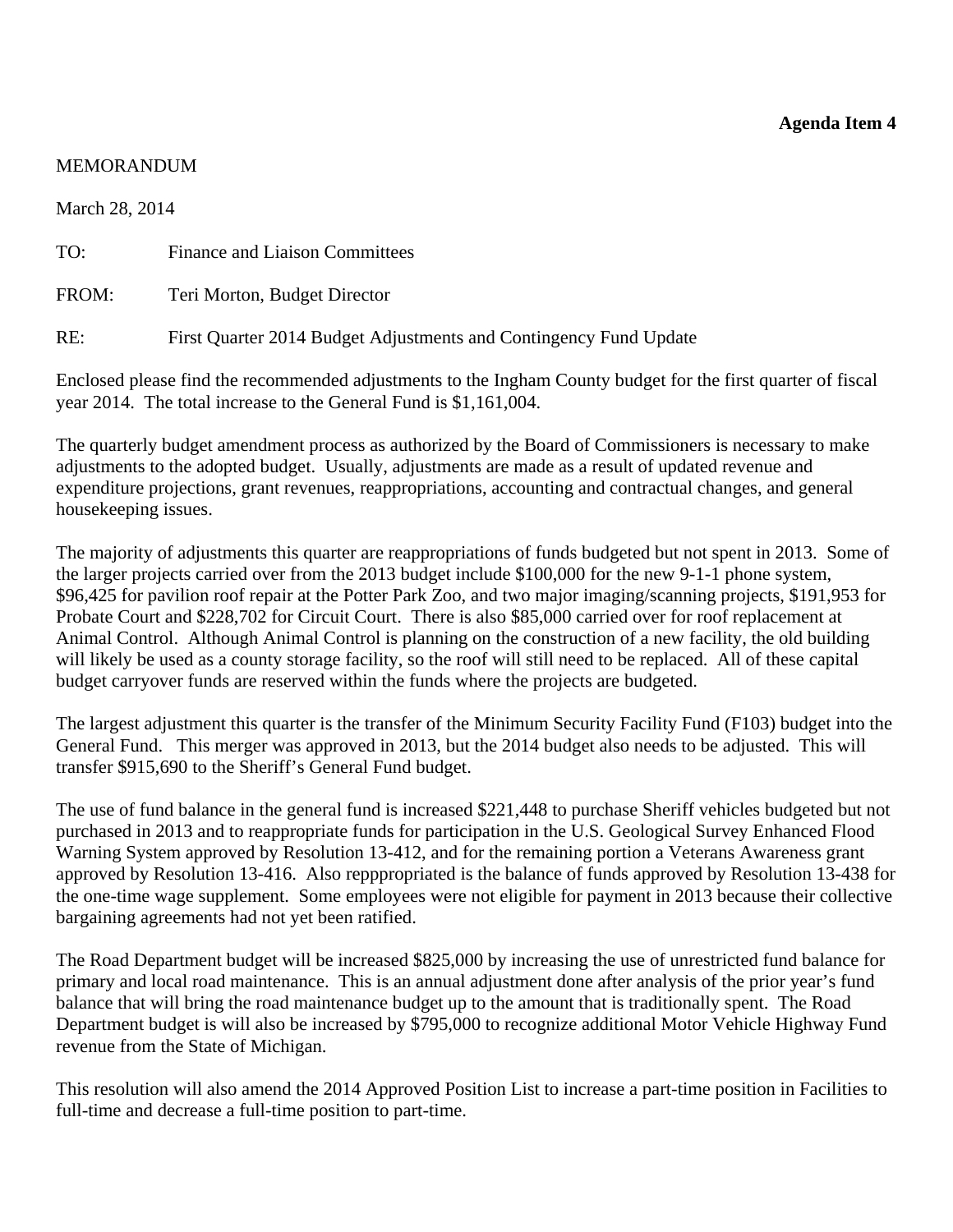**Agenda Item 4**

MEMORANDUM

March 28, 2014

TO: Finance and Liaison Committees

FROM: Teri Morton, Budget Director

RE: First Quarter 2014 Budget Adjustments and Contingency Fund Update

Enclosed please find the recommended adjustments to the Ingham County budget for the first quarter of fiscal year 2014. The total increase to the General Fund is $1,161,004.

The quarterly budget amendment process as authorized by the Board of Commissioners is necessary to make adjustments to the adopted budget. Usually, adjustments are made as a result of updated revenue and expenditure projections, grant revenues, reappropriations, accounting and contractual changes, and general housekeeping issues.

The majority of adjustments this quarter are reappropriations of funds budgeted but not spent in 2013. Some of the larger projects carried over from the 2013 budget include $100,000 for the new 9-1-1 phone system, $96,425 for pavilion roof repair at the Potter Park Zoo, and two major imaging/scanning projects, $191,953 for Probate Court and $228,702 for Circuit Court. There is also $85,000 carried over for roof replacement at Animal Control. Although Animal Control is planning on the construction of a new facility, the old building will likely be used as a county storage facility, so the roof will still need to be replaced. All of these capital budget carryover funds are reserved within the funds where the projects are budgeted.

The largest adjustment this quarter is the transfer of the Minimum Security Facility Fund (F103) budget into the General Fund. This merger was approved in 2013, but the 2014 budget also needs to be adjusted. This will transfer $915,690 to the Sheriff's General Fund budget.

The use of fund balance in the general fund is increased $221,448 to purchase Sheriff vehicles budgeted but not purchased in 2013 and to reappropriate funds for participation in the U.S. Geological Survey Enhanced Flood Warning System approved by Resolution 13-412, and for the remaining portion a Veterans Awareness grant approved by Resolution 13-416. Also reppppropriated is the balance of funds approved by Resolution 13-438 for the one-time wage supplement. Some employees were not eligible for payment in 2013 because their collective bargaining agreements had not yet been ratified.

The Road Department budget will be increased $825,000 by increasing the use of unrestricted fund balance for primary and local road maintenance. This is an annual adjustment done after analysis of the prior year's fund balance that will bring the road maintenance budget up to the amount that is traditionally spent. The Road Department budget is will also be increased by $795,000 to recognize additional Motor Vehicle Highway Fund revenue from the State of Michigan.

This resolution will also amend the 2014 Approved Position List to increase a part-time position in Facilities to full-time and decrease a full-time position to part-time.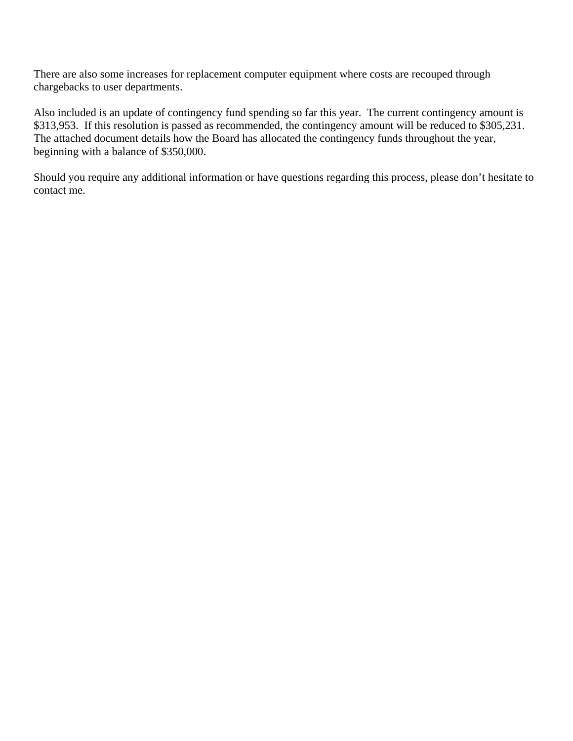There are also some increases for replacement computer equipment where costs are recouped through chargebacks to user departments.

Also included is an update of contingency fund spending so far this year. The current contingency amount is $313,953. If this resolution is passed as recommended, the contingency amount will be reduced to $305,231. The attached document details how the Board has allocated the contingency funds throughout the year, beginning with a balance of $350,000.

Should you require any additional information or have questions regarding this process, please don't hesitate to contact me.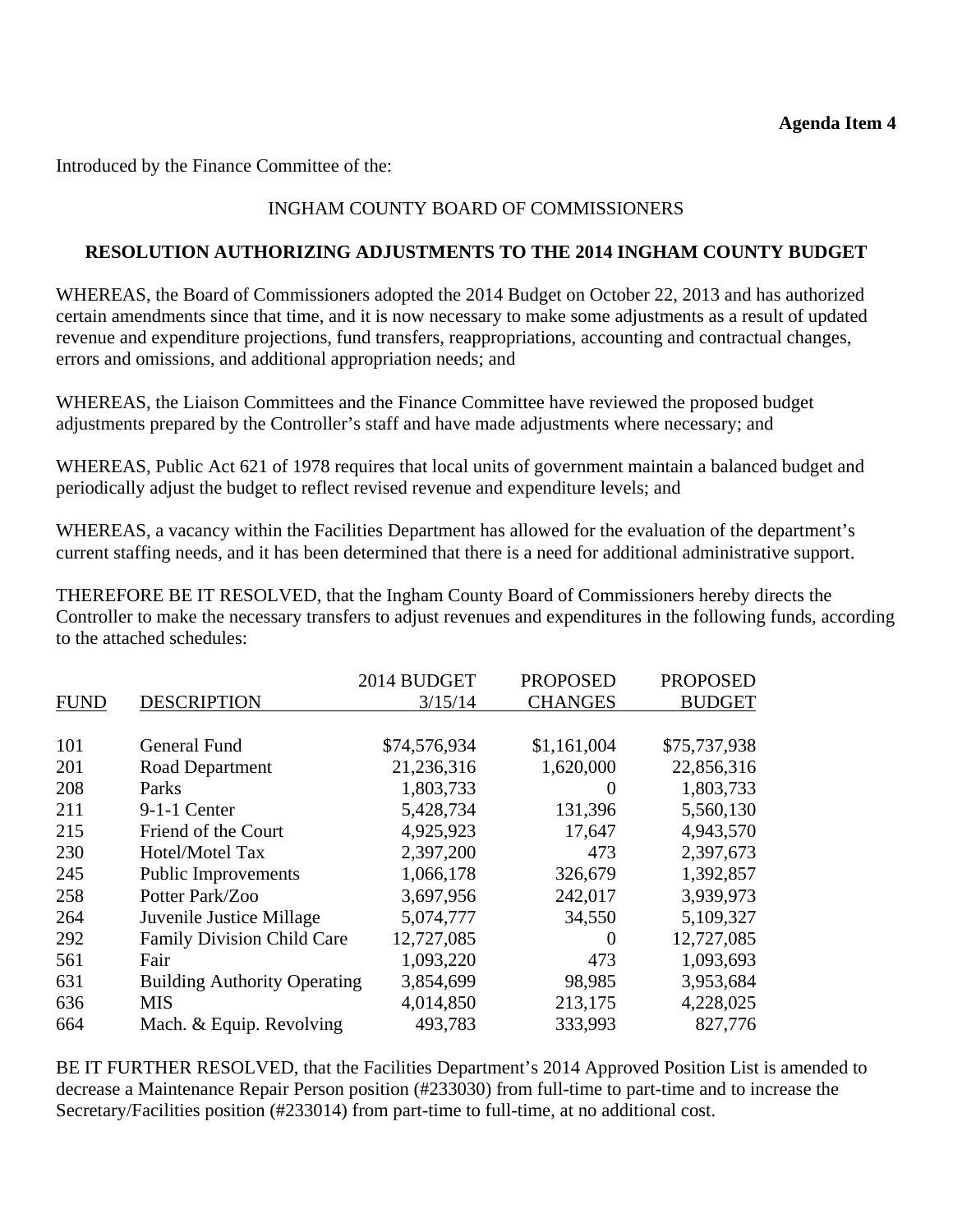**Agenda Item 4**

Introduced by the Finance Committee of the:

INGHAM COUNTY BOARD OF COMMISSIONERS

**RESOLUTION AUTHORIZING ADJUSTMENTS TO THE 2014 INGHAM COUNTY BUDGET**

WHEREAS, the Board of Commissioners adopted the 2014 Budget on October 22, 2013 and has authorized certain amendments since that time, and it is now necessary to make some adjustments as a result of updated revenue and expenditure projections, fund transfers, reappropriations, accounting and contractual changes, errors and omissions, and additional appropriation needs; and

WHEREAS, the Liaison Committees and the Finance Committee have reviewed the proposed budget adjustments prepared by the Controller's staff and have made adjustments where necessary; and

WHEREAS, Public Act 621 of 1978 requires that local units of government maintain a balanced budget and periodically adjust the budget to reflect revised revenue and expenditure levels; and

WHEREAS, a vacancy within the Facilities Department has allowed for the evaluation of the department's current staffing needs, and it has been determined that there is a need for additional administrative support.

THEREFORE BE IT RESOLVED, that the Ingham County Board of Commissioners hereby directs the Controller to make the necessary transfers to adjust revenues and expenditures in the following funds, according to the attached schedules:

| FUND | DESCRIPTION | 2014 BUDGET 3/15/14 | PROPOSED CHANGES | PROPOSED BUDGET |
|---|---|---|---|---|
| 101 | General Fund | $74,576,934 | $1,161,004 | $75,737,938 |
| 201 | Road Department | 21,236,316 | 1,620,000 | 22,856,316 |
| 208 | Parks | 1,803,733 | 0 | 1,803,733 |
| 211 | 9-1-1 Center | 5,428,734 | 131,396 | 5,560,130 |
| 215 | Friend of the Court | 4,925,923 | 17,647 | 4,943,570 |
| 230 | Hotel/Motel Tax | 2,397,200 | 473 | 2,397,673 |
| 245 | Public Improvements | 1,066,178 | 326,679 | 1,392,857 |
| 258 | Potter Park/Zoo | 3,697,956 | 242,017 | 3,939,973 |
| 264 | Juvenile Justice Millage | 5,074,777 | 34,550 | 5,109,327 |
| 292 | Family Division Child Care | 12,727,085 | 0 | 12,727,085 |
| 561 | Fair | 1,093,220 | 473 | 1,093,693 |
| 631 | Building Authority Operating | 3,854,699 | 98,985 | 3,953,684 |
| 636 | MIS | 4,014,850 | 213,175 | 4,228,025 |
| 664 | Mach. & Equip. Revolving | 493,783 | 333,993 | 827,776 |

BE IT FURTHER RESOLVED, that the Facilities Department's 2014 Approved Position List is amended to decrease a Maintenance Repair Person position (#233030) from full-time to part-time and to increase the Secretary/Facilities position (#233014) from part-time to full-time, at no additional cost.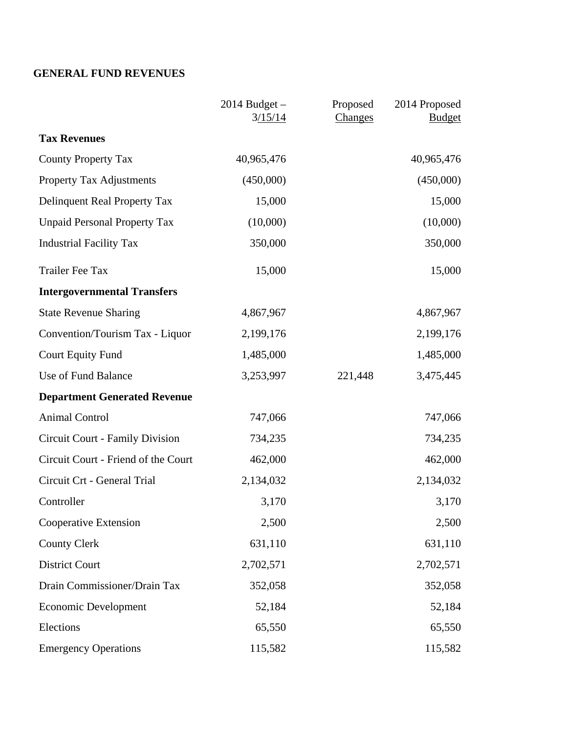**GENERAL FUND REVENUES**

| | 2014 Budget – 3/15/14 | Proposed Changes | 2014 Proposed Budget |
|---|---|---|---|
| **Tax Revenues** | | | |
| County Property Tax | 40,965,476 | | 40,965,476 |
| Property Tax Adjustments | (450,000) | | (450,000) |
| Delinquent Real Property Tax | 15,000 | | 15,000 |
| Unpaid Personal Property Tax | (10,000) | | (10,000) |
| Industrial Facility Tax | 350,000 | | 350,000 |
| Trailer Fee Tax | 15,000 | | 15,000 |
| **Intergovernmental Transfers** | | | |
| State Revenue Sharing | 4,867,967 | | 4,867,967 |
| Convention/Tourism Tax - Liquor | 2,199,176 | | 2,199,176 |
| Court Equity Fund | 1,485,000 | | 1,485,000 |
| Use of Fund Balance | 3,253,997 | 221,448 | 3,475,445 |
| **Department Generated Revenue** | | | |
| Animal Control | 747,066 | | 747,066 |
| Circuit Court - Family Division | 734,235 | | 734,235 |
| Circuit Court - Friend of the Court | 462,000 | | 462,000 |
| Circuit Crt - General Trial | 2,134,032 | | 2,134,032 |
| Controller | 3,170 | | 3,170 |
| Cooperative Extension | 2,500 | | 2,500 |
| County Clerk | 631,110 | | 631,110 |
| District Court | 2,702,571 | | 2,702,571 |
| Drain Commissioner/Drain Tax | 352,058 | | 352,058 |
| Economic Development | 52,184 | | 52,184 |
| Elections | 65,550 | | 65,550 |
| Emergency Operations | 115,582 | | 115,582 |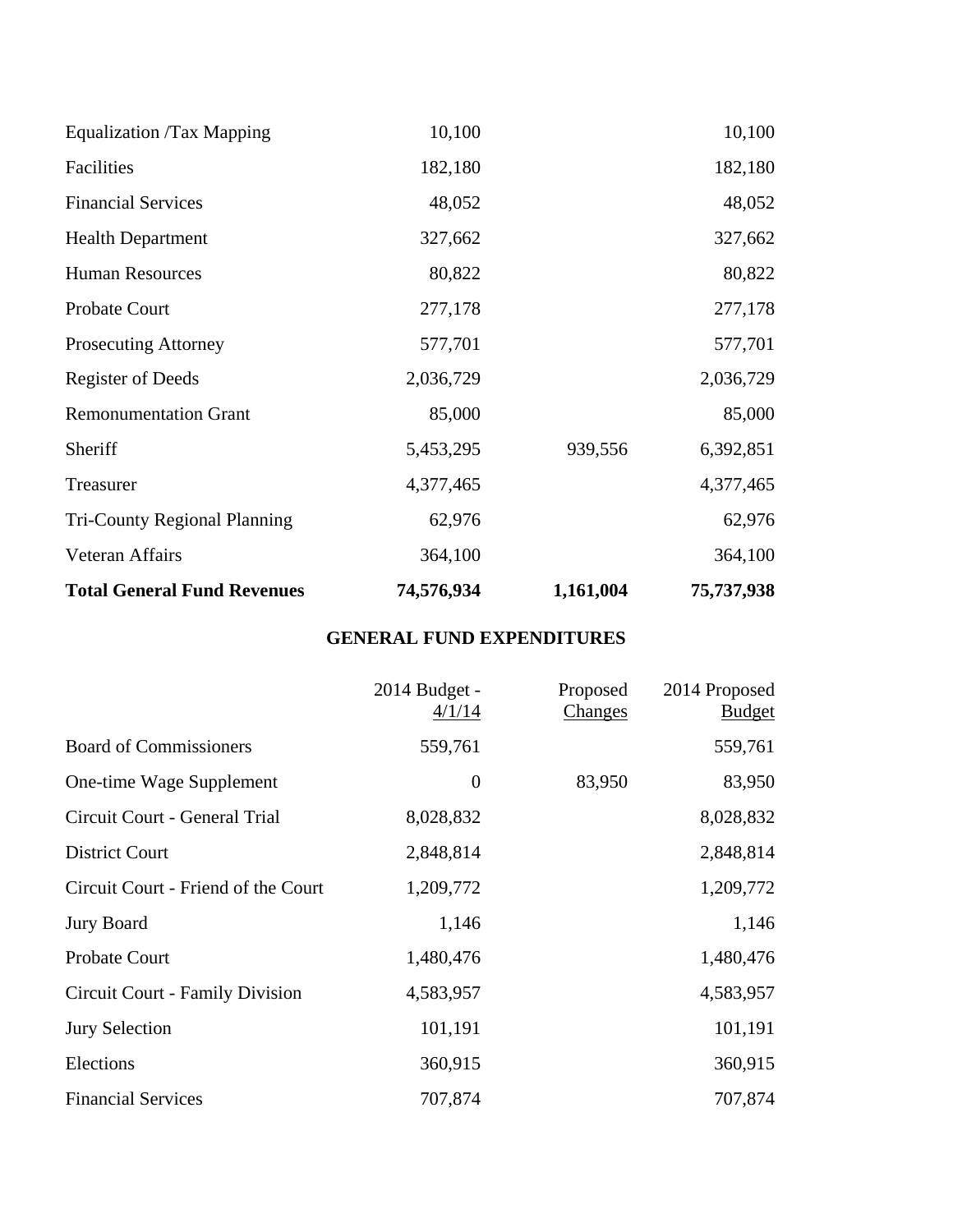| | | | |
|---|---|---|---|
| Equalization /Tax Mapping | 10,100 | | 10,100 |
| Facilities | 182,180 | | 182,180 |
| Financial Services | 48,052 | | 48,052 |
| Health Department | 327,662 | | 327,662 |
| Human Resources | 80,822 | | 80,822 |
| Probate Court | 277,178 | | 277,178 |
| Prosecuting Attorney | 577,701 | | 577,701 |
| Register of Deeds | 2,036,729 | | 2,036,729 |
| Remonumentation Grant | 85,000 | | 85,000 |
| Sheriff | 5,453,295 | 939,556 | 6,392,851 |
| Treasurer | 4,377,465 | | 4,377,465 |
| Tri-County Regional Planning | 62,976 | | 62,976 |
| Veteran Affairs | 364,100 | | 364,100 |
| **Total General Fund Revenues** | **74,576,934** | **1,161,004** | **75,737,938** |

## GENERAL FUND EXPENDITURES

| | 2014 Budget - 4/1/14 | Proposed Changes | 2014 Proposed Budget |
|---|---|---|---|
| Board of Commissioners | 559,761 | | 559,761 |
| One-time Wage Supplement | 0 | 83,950 | 83,950 |
| Circuit Court - General Trial | 8,028,832 | | 8,028,832 |
| District Court | 2,848,814 | | 2,848,814 |
| Circuit Court - Friend of the Court | 1,209,772 | | 1,209,772 |
| Jury Board | 1,146 | | 1,146 |
| Probate Court | 1,480,476 | | 1,480,476 |
| Circuit Court - Family Division | 4,583,957 | | 4,583,957 |
| Jury Selection | 101,191 | | 101,191 |
| Elections | 360,915 | | 360,915 |
| Financial Services | 707,874 | | 707,874 |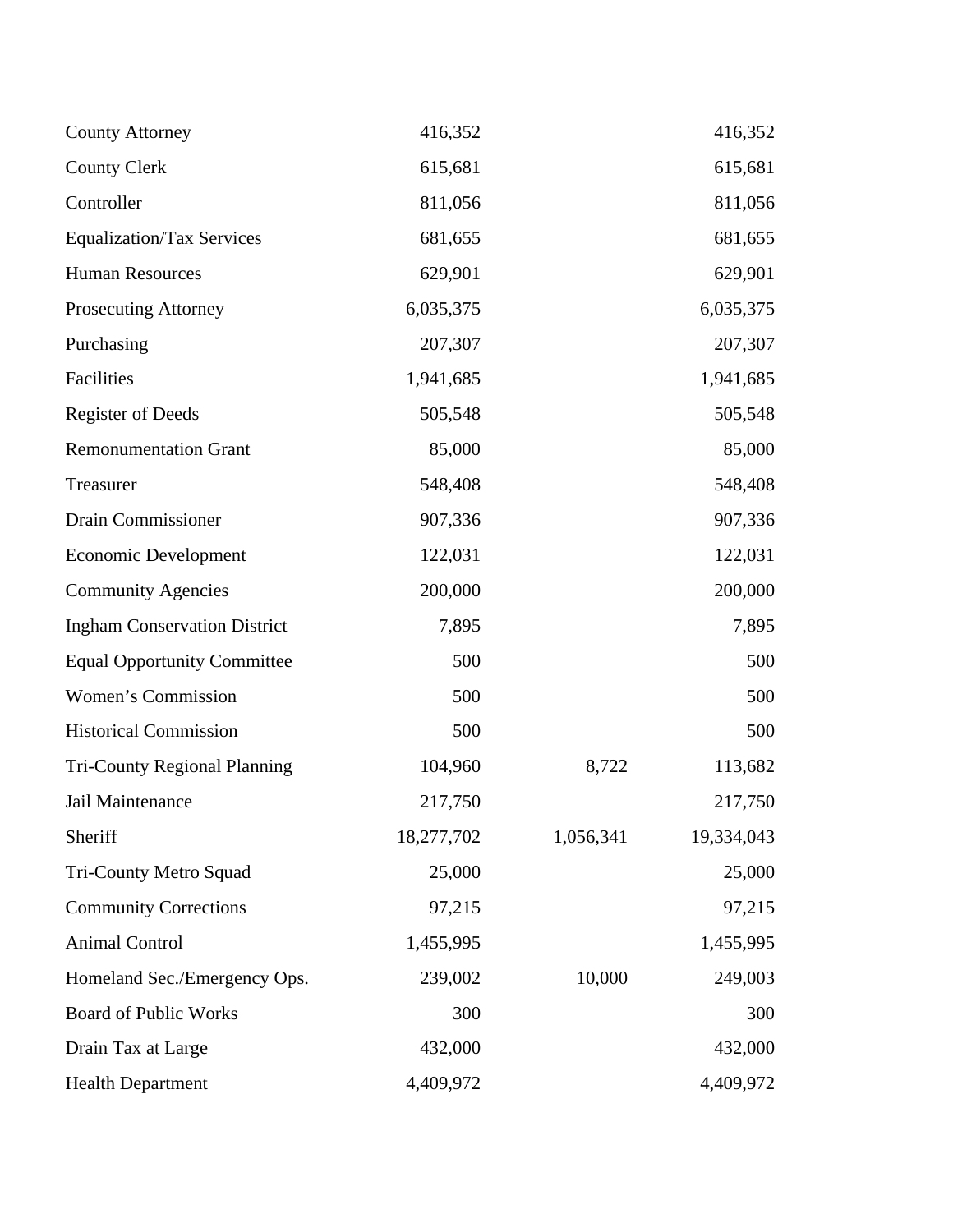| | | | |
|---|---|---|---|
| County Attorney | 416,352 | | 416,352 |
| County Clerk | 615,681 | | 615,681 |
| Controller | 811,056 | | 811,056 |
| Equalization/Tax Services | 681,655 | | 681,655 |
| Human Resources | 629,901 | | 629,901 |
| Prosecuting Attorney | 6,035,375 | | 6,035,375 |
| Purchasing | 207,307 | | 207,307 |
| Facilities | 1,941,685 | | 1,941,685 |
| Register of Deeds | 505,548 | | 505,548 |
| Remonumentation Grant | 85,000 | | 85,000 |
| Treasurer | 548,408 | | 548,408 |
| Drain Commissioner | 907,336 | | 907,336 |
| Economic Development | 122,031 | | 122,031 |
| Community Agencies | 200,000 | | 200,000 |
| Ingham Conservation District | 7,895 | | 7,895 |
| Equal Opportunity Committee | 500 | | 500 |
| Women's Commission | 500 | | 500 |
| Historical Commission | 500 | | 500 |
| Tri-County Regional Planning | 104,960 | 8,722 | 113,682 |
| Jail Maintenance | 217,750 | | 217,750 |
| Sheriff | 18,277,702 | 1,056,341 | 19,334,043 |
| Tri-County Metro Squad | 25,000 | | 25,000 |
| Community Corrections | 97,215 | | 97,215 |
| Animal Control | 1,455,995 | | 1,455,995 |
| Homeland Sec./Emergency Ops. | 239,002 | 10,000 | 249,003 |
| Board of Public Works | 300 | | 300 |
| Drain Tax at Large | 432,000 | | 432,000 |
| Health Department | 4,409,972 | | 4,409,972 |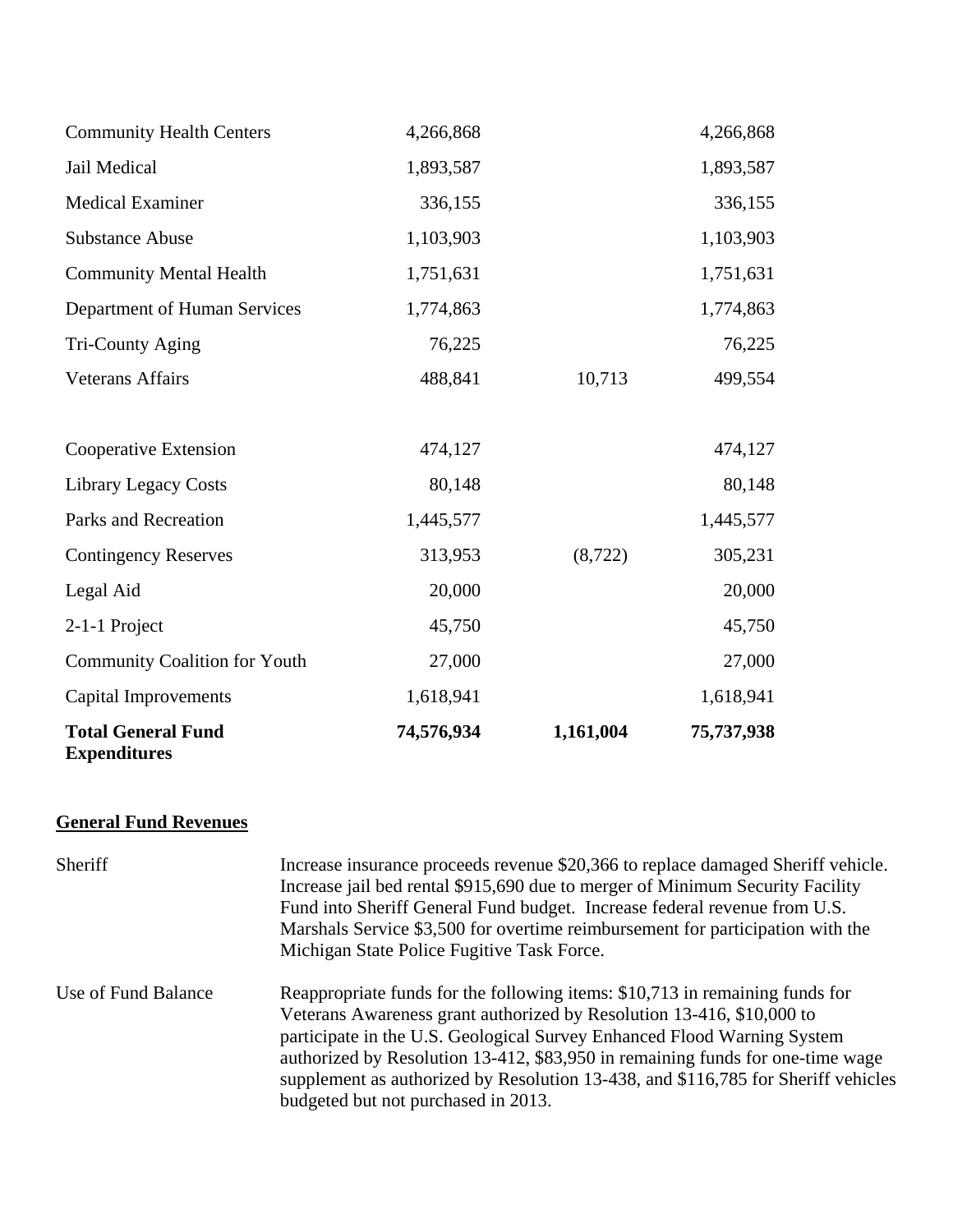| | | | |
|---|---|---|---|
| Community Health Centers | 4,266,868 | | 4,266,868 |
| Jail Medical | 1,893,587 | | 1,893,587 |
| Medical Examiner | 336,155 | | 336,155 |
| Substance Abuse | 1,103,903 | | 1,103,903 |
| Community Mental Health | 1,751,631 | | 1,751,631 |
| Department of Human Services | 1,774,863 | | 1,774,863 |
| Tri-County Aging | 76,225 | | 76,225 |
| Veterans Affairs | 488,841 | 10,713 | 499,554 |
| | | | |
| Cooperative Extension | 474,127 | | 474,127 |
| Library Legacy Costs | 80,148 | | 80,148 |
| Parks and Recreation | 1,445,577 | | 1,445,577 |
| Contingency Reserves | 313,953 | (8,722) | 305,231 |
| Legal Aid | 20,000 | | 20,000 |
| 2-1-1 Project | 45,750 | | 45,750 |
| Community Coalition for Youth | 27,000 | | 27,000 |
| Capital Improvements | 1,618,941 | | 1,618,941 |
| **Total General Fund Expenditures** | **74,576,934** | **1,161,004** | **75,737,938** |

**General Fund Revenues**

| | |
|---|---|
| Sheriff | Increase insurance proceeds revenue $20,366 to replace damaged Sheriff vehicle. Increase jail bed rental $915,690 due to merger of Minimum Security Facility Fund into Sheriff General Fund budget. Increase federal revenue from U.S. Marshals Service $3,500 for overtime reimbursement for participation with the Michigan State Police Fugitive Task Force. |
| Use of Fund Balance | Reappropriate funds for the following items: $10,713 in remaining funds for Veterans Awareness grant authorized by Resolution 13-416, $10,000 to participate in the U.S. Geological Survey Enhanced Flood Warning System authorized by Resolution 13-412, $83,950 in remaining funds for one-time wage supplement as authorized by Resolution 13-438, and $116,785 for Sheriff vehicles budgeted but not purchased in 2013. |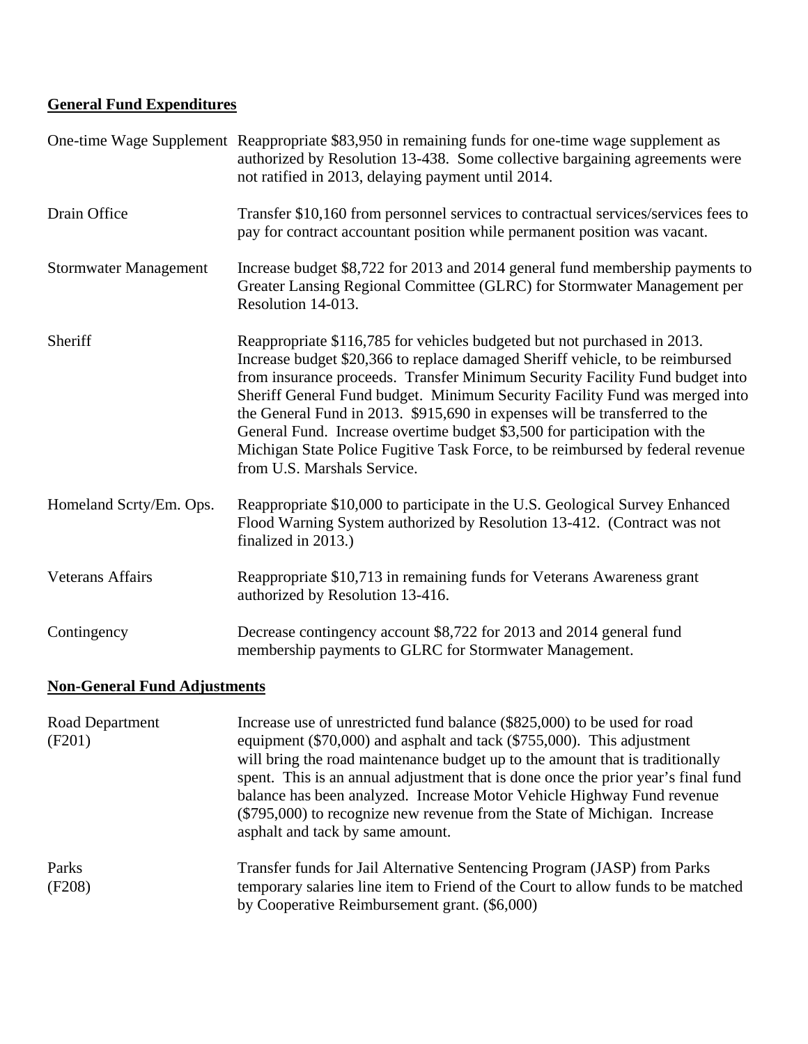**General Fund Expenditures**

| | |
|---|---|
| One-time Wage Supplement | Reappropriate $83,950 in remaining funds for one-time wage supplement as authorized by Resolution 13-438. Some collective bargaining agreements were not ratified in 2013, delaying payment until 2014. |
| Drain Office | Transfer $10,160 from personnel services to contractual services/services fees to pay for contract accountant position while permanent position was vacant. |
| Stormwater Management | Increase budget $8,722 for 2013 and 2014 general fund membership payments to Greater Lansing Regional Committee (GLRC) for Stormwater Management per Resolution 14-013. |
| Sheriff | Reappropriate $116,785 for vehicles budgeted but not purchased in 2013. Increase budget $20,366 to replace damaged Sheriff vehicle, to be reimbursed from insurance proceeds. Transfer Minimum Security Facility Fund budget into Sheriff General Fund budget. Minimum Security Facility Fund was merged into the General Fund in 2013. $915,690 in expenses will be transferred to the General Fund. Increase overtime budget $3,500 for participation with the Michigan State Police Fugitive Task Force, to be reimbursed by federal revenue from U.S. Marshals Service. |
| Homeland Scrty/Em. Ops. | Reappropriate $10,000 to participate in the U.S. Geological Survey Enhanced Flood Warning System authorized by Resolution 13-412. (Contract was not finalized in 2013.) |
| Veterans Affairs | Reappropriate $10,713 in remaining funds for Veterans Awareness grant authorized by Resolution 13-416. |
| Contingency | Decrease contingency account $8,722 for 2013 and 2014 general fund membership payments to GLRC for Stormwater Management. |

**Non-General Fund Adjustments**

| | |
|---|---|
| Road Department (F201) | Increase use of unrestricted fund balance ($825,000) to be used for road equipment ($70,000) and asphalt and tack ($755,000). This adjustment will bring the road maintenance budget up to the amount that is traditionally spent. This is an annual adjustment that is done once the prior year's final fund balance has been analyzed. Increase Motor Vehicle Highway Fund revenue ($795,000) to recognize new revenue from the State of Michigan. Increase asphalt and tack by same amount. |
| Parks (F208) | Transfer funds for Jail Alternative Sentencing Program (JASP) from Parks temporary salaries line item to Friend of the Court to allow funds to be matched by Cooperative Reimbursement grant. ($6,000) |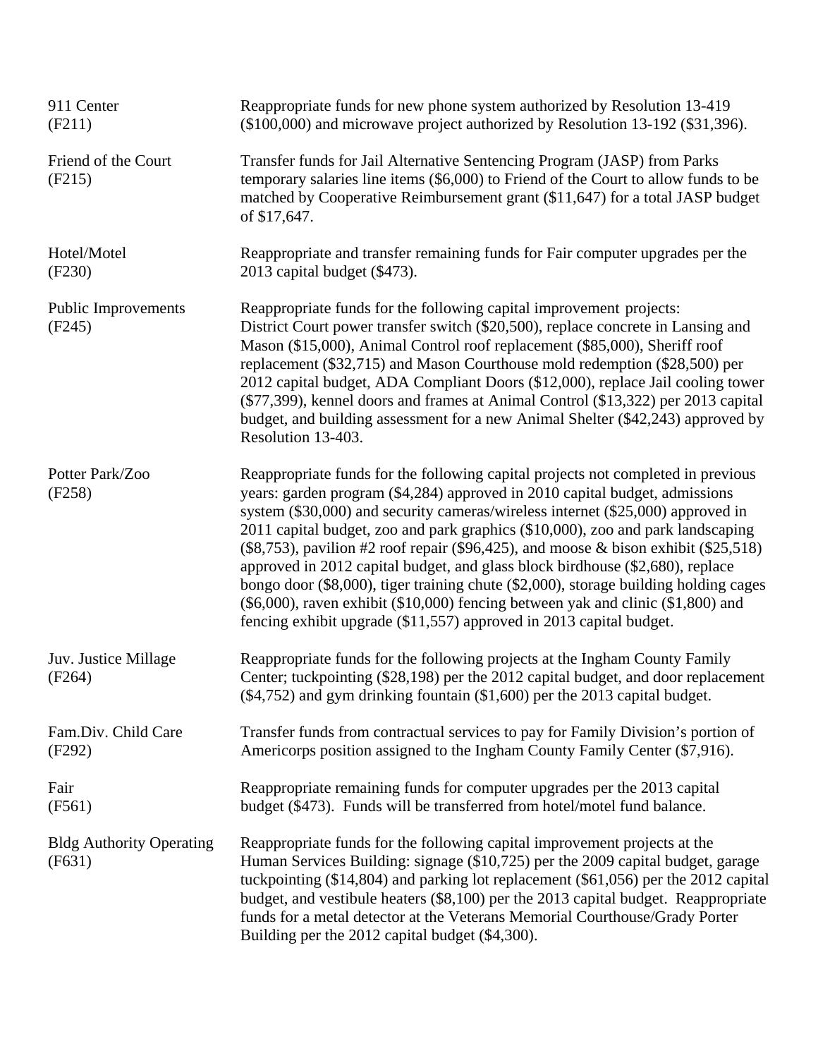| | |
|---|---|
| 911 Center (F211) | Reappropriate funds for new phone system authorized by Resolution 13-419 ($100,000) and microwave project authorized by Resolution 13-192 ($31,396). |
| Friend of the Court (F215) | Transfer funds for Jail Alternative Sentencing Program (JASP) from Parks temporary salaries line items ($6,000) to Friend of the Court to allow funds to be matched by Cooperative Reimbursement grant ($11,647) for a total JASP budget of $17,647. |
| Hotel/Motel (F230) | Reappropriate and transfer remaining funds for Fair computer upgrades per the 2013 capital budget ($473). |
| Public Improvements (F245) | Reappropriate funds for the following capital improvement projects: District Court power transfer switch ($20,500), replace concrete in Lansing and Mason ($15,000), Animal Control roof replacement ($85,000), Sheriff roof replacement ($32,715) and Mason Courthouse mold redemption ($28,500) per 2012 capital budget, ADA Compliant Doors ($12,000), replace Jail cooling tower ($77,399), kennel doors and frames at Animal Control ($13,322) per 2013 capital budget, and building assessment for a new Animal Shelter ($42,243) approved by Resolution 13-403. |
| Potter Park/Zoo (F258) | Reappropriate funds for the following capital projects not completed in previous years: garden program ($4,284) approved in 2010 capital budget, admissions system ($30,000) and security cameras/wireless internet ($25,000) approved in 2011 capital budget, zoo and park graphics ($10,000), zoo and park landscaping ($8,753), pavilion #2 roof repair ($96,425), and moose & bison exhibit ($25,518) approved in 2012 capital budget, and glass block birdhouse ($2,680), replace bongo door ($8,000), tiger training chute ($2,000), storage building holding cages ($6,000), raven exhibit ($10,000) fencing between yak and clinic ($1,800) and fencing exhibit upgrade ($11,557) approved in 2013 capital budget. |
| Juv. Justice Millage (F264) | Reappropriate funds for the following projects at the Ingham County Family Center; tuckpointing ($28,198) per the 2012 capital budget, and door replacement ($4,752) and gym drinking fountain ($1,600) per the 2013 capital budget. |
| Fam.Div. Child Care (F292) | Transfer funds from contractual services to pay for Family Division's portion of Americorps position assigned to the Ingham County Family Center ($7,916). |
| Fair (F561) | Reappropriate remaining funds for computer upgrades per the 2013 capital budget ($473). Funds will be transferred from hotel/motel fund balance. |
| Bldg Authority Operating (F631) | Reappropriate funds for the following capital improvement projects at the Human Services Building: signage ($10,725) per the 2009 capital budget, garage tuckpointing ($14,804) and parking lot replacement ($61,056) per the 2012 capital budget, and vestibule heaters ($8,100) per the 2013 capital budget. Reappropriate funds for a metal detector at the Veterans Memorial Courthouse/Grady Porter Building per the 2012 capital budget ($4,300). |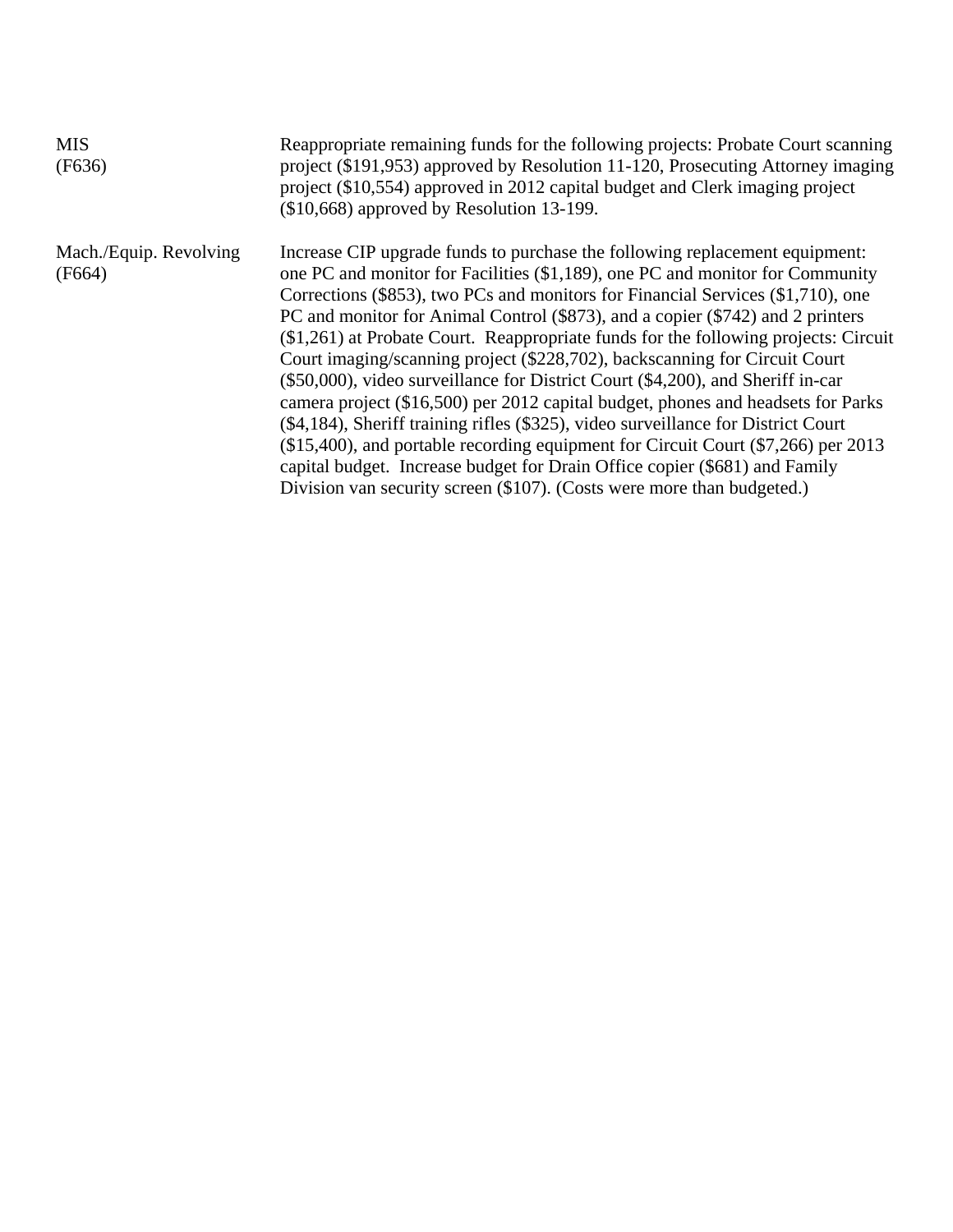| | |
|---|---|
| MIS (F636) | Reappropriate remaining funds for the following projects: Probate Court scanning project ($191,953) approved by Resolution 11-120, Prosecuting Attorney imaging project ($10,554) approved in 2012 capital budget and Clerk imaging project ($10,668) approved by Resolution 13-199. |
| Mach./Equip. Revolving (F664) | Increase CIP upgrade funds to purchase the following replacement equipment: one PC and monitor for Facilities ($1,189), one PC and monitor for Community Corrections ($853), two PCs and monitors for Financial Services ($1,710), one PC and monitor for Animal Control ($873), and a copier ($742) and 2 printers ($1,261) at Probate Court. Reappropriate funds for the following projects: Circuit Court imaging/scanning project ($228,702), backscanning for Circuit Court ($50,000), video surveillance for District Court ($4,200), and Sheriff in-car camera project ($16,500) per 2012 capital budget, phones and headsets for Parks ($4,184), Sheriff training rifles ($325), video surveillance for District Court ($15,400), and portable recording equipment for Circuit Court ($7,266) per 2013 capital budget. Increase budget for Drain Office copier ($681) and Family Division van security screen ($107). (Costs were more than budgeted.) |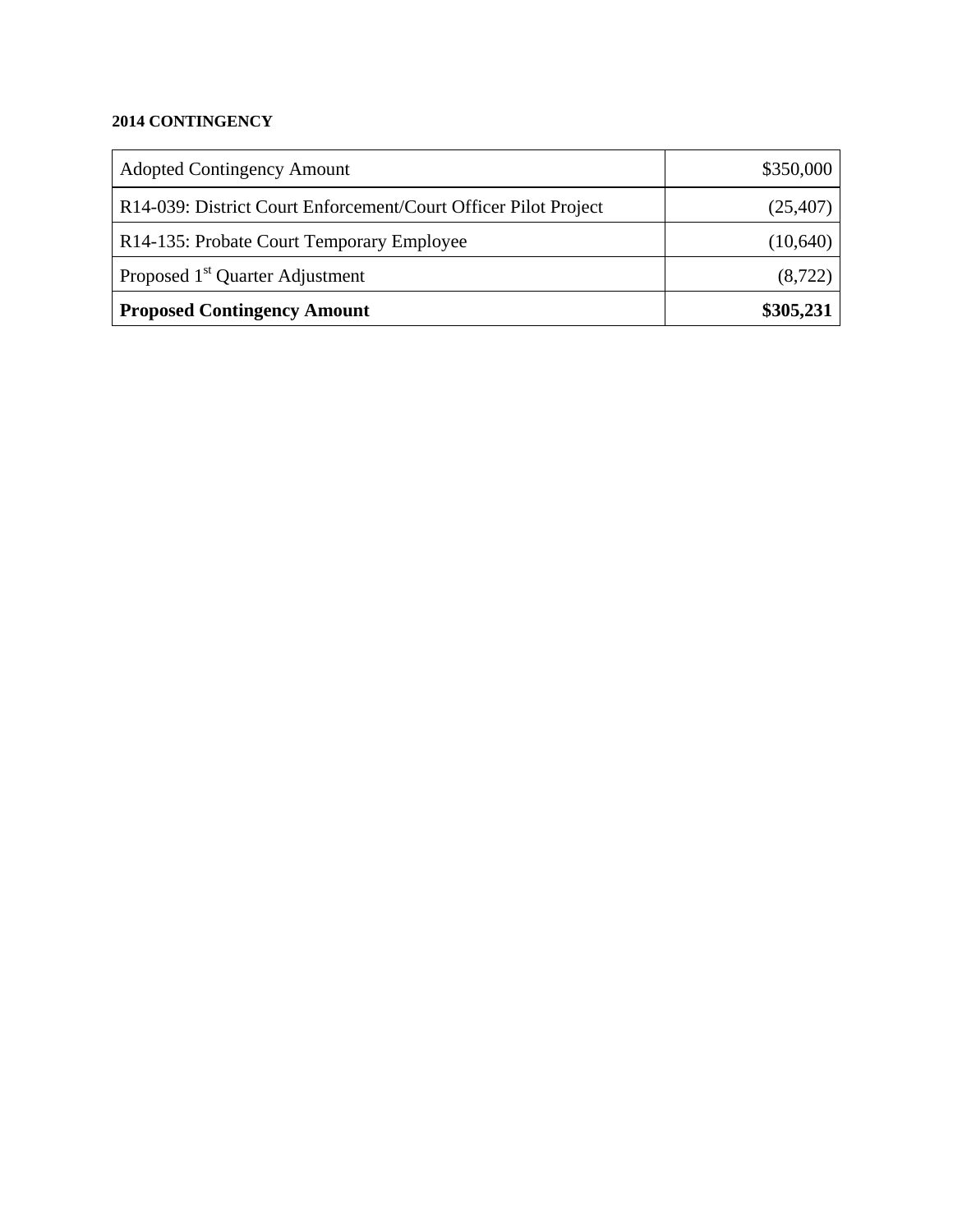**2014 CONTINGENCY**

| | |
|---|---|
| Adopted Contingency Amount | $350,000 |
| R14-039: District Court Enforcement/Court Officer Pilot Project | (25,407) |
| R14-135: Probate Court Temporary Employee | (10,640) |
| Proposed 1st Quarter Adjustment | (8,722) |
| **Proposed Contingency Amount** | **$305,231** |